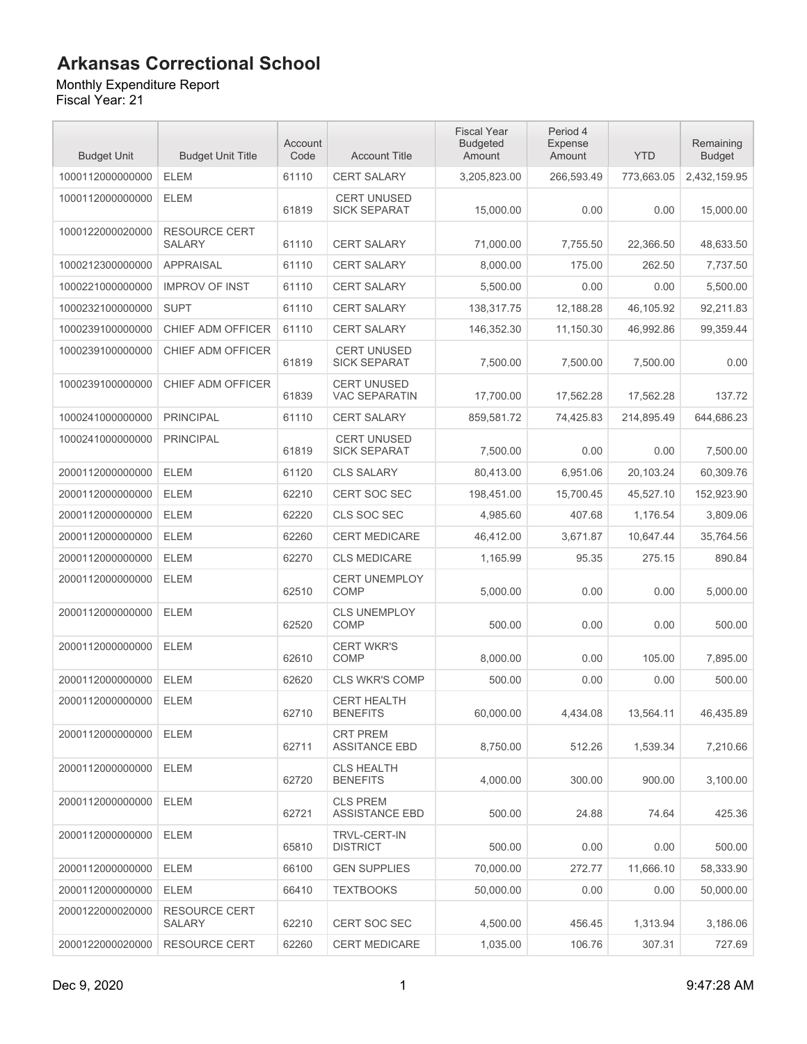# Arkansas Correctional School

Monthly Expenditure Report
Fiscal Year: 21

| Budget Unit | Budget Unit Title | Account Code | Account Title | Fiscal Year Budgeted Amount | Period 4 Expense Amount | YTD | Remaining Budget |
|---|---|---|---|---|---|---|---|
| 1000112000000000 | ELEM | 61110 | CERT SALARY | 3,205,823.00 | 266,593.49 | 773,663.05 | 2,432,159.95 |
| 1000112000000000 | ELEM | 61819 | CERT UNUSED SICK SEPARAT | 15,000.00 | 0.00 | 0.00 | 15,000.00 |
| 1000122000020000 | RESOURCE CERT SALARY | 61110 | CERT SALARY | 71,000.00 | 7,755.50 | 22,366.50 | 48,633.50 |
| 1000212300000000 | APPRAISAL | 61110 | CERT SALARY | 8,000.00 | 175.00 | 262.50 | 7,737.50 |
| 1000221000000000 | IMPROV OF INST | 61110 | CERT SALARY | 5,500.00 | 0.00 | 0.00 | 5,500.00 |
| 1000232100000000 | SUPT | 61110 | CERT SALARY | 138,317.75 | 12,188.28 | 46,105.92 | 92,211.83 |
| 1000239100000000 | CHIEF ADM OFFICER | 61110 | CERT SALARY | 146,352.30 | 11,150.30 | 46,992.86 | 99,359.44 |
| 1000239100000000 | CHIEF ADM OFFICER | 61819 | CERT UNUSED SICK SEPARAT | 7,500.00 | 7,500.00 | 7,500.00 | 0.00 |
| 1000239100000000 | CHIEF ADM OFFICER | 61839 | CERT UNUSED VAC SEPARATIN | 17,700.00 | 17,562.28 | 17,562.28 | 137.72 |
| 1000241000000000 | PRINCIPAL | 61110 | CERT SALARY | 859,581.72 | 74,425.83 | 214,895.49 | 644,686.23 |
| 1000241000000000 | PRINCIPAL | 61819 | CERT UNUSED SICK SEPARAT | 7,500.00 | 0.00 | 0.00 | 7,500.00 |
| 2000112000000000 | ELEM | 61120 | CLS SALARY | 80,413.00 | 6,951.06 | 20,103.24 | 60,309.76 |
| 2000112000000000 | ELEM | 62210 | CERT SOC SEC | 198,451.00 | 15,700.45 | 45,527.10 | 152,923.90 |
| 2000112000000000 | ELEM | 62220 | CLS SOC SEC | 4,985.60 | 407.68 | 1,176.54 | 3,809.06 |
| 2000112000000000 | ELEM | 62260 | CERT MEDICARE | 46,412.00 | 3,671.87 | 10,647.44 | 35,764.56 |
| 2000112000000000 | ELEM | 62270 | CLS MEDICARE | 1,165.99 | 95.35 | 275.15 | 890.84 |
| 2000112000000000 | ELEM | 62510 | CERT UNEMPLOY COMP | 5,000.00 | 0.00 | 0.00 | 5,000.00 |
| 2000112000000000 | ELEM | 62520 | CLS UNEMPLOY COMP | 500.00 | 0.00 | 0.00 | 500.00 |
| 2000112000000000 | ELEM | 62610 | CERT WKR'S COMP | 8,000.00 | 0.00 | 105.00 | 7,895.00 |
| 2000112000000000 | ELEM | 62620 | CLS WKR'S COMP | 500.00 | 0.00 | 0.00 | 500.00 |
| 2000112000000000 | ELEM | 62710 | CERT HEALTH BENEFITS | 60,000.00 | 4,434.08 | 13,564.11 | 46,435.89 |
| 2000112000000000 | ELEM | 62711 | CRT PREM ASSITANCE EBD | 8,750.00 | 512.26 | 1,539.34 | 7,210.66 |
| 2000112000000000 | ELEM | 62720 | CLS HEALTH BENEFITS | 4,000.00 | 300.00 | 900.00 | 3,100.00 |
| 2000112000000000 | ELEM | 62721 | CLS PREM ASSISTANCE EBD | 500.00 | 24.88 | 74.64 | 425.36 |
| 2000112000000000 | ELEM | 65810 | TRVL-CERT-IN DISTRICT | 500.00 | 0.00 | 0.00 | 500.00 |
| 2000112000000000 | ELEM | 66100 | GEN SUPPLIES | 70,000.00 | 272.77 | 11,666.10 | 58,333.90 |
| 2000112000000000 | ELEM | 66410 | TEXTBOOKS | 50,000.00 | 0.00 | 0.00 | 50,000.00 |
| 2000122000020000 | RESOURCE CERT SALARY | 62210 | CERT SOC SEC | 4,500.00 | 456.45 | 1,313.94 | 3,186.06 |
| 2000122000020000 | RESOURCE CERT | 62260 | CERT MEDICARE | 1,035.00 | 106.76 | 307.31 | 727.69 |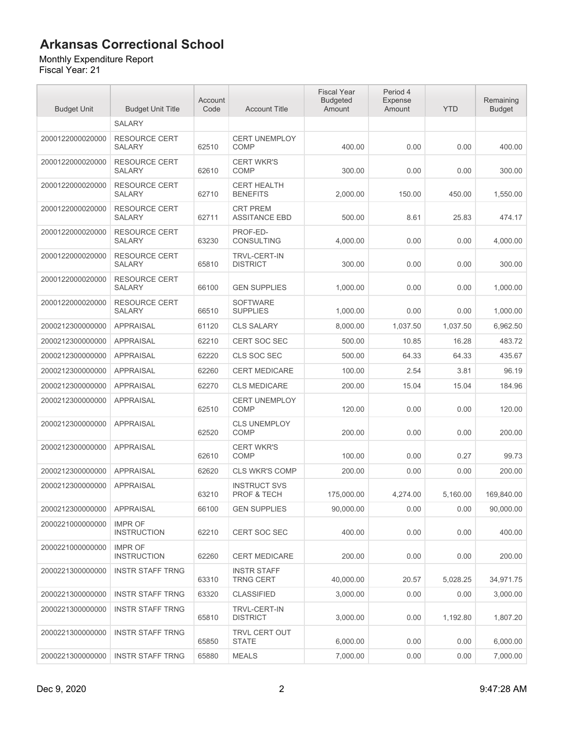# Arkansas Correctional School

Monthly Expenditure Report
Fiscal Year: 21

| Budget Unit | Budget Unit Title | Account Code | Account Title | Fiscal Year Budgeted Amount | Period 4 Expense Amount | YTD | Remaining Budget |
|---|---|---|---|---|---|---|---|
| | SALARY | | | | | | |
| 2000122000020000 | RESOURCE CERT SALARY | 62510 | CERT UNEMPLOY COMP | 400.00 | 0.00 | 0.00 | 400.00 |
| 2000122000020000 | RESOURCE CERT SALARY | 62610 | CERT WKR'S COMP | 300.00 | 0.00 | 0.00 | 300.00 |
| 2000122000020000 | RESOURCE CERT SALARY | 62710 | CERT HEALTH BENEFITS | 2,000.00 | 150.00 | 450.00 | 1,550.00 |
| 2000122000020000 | RESOURCE CERT SALARY | 62711 | CRT PREM ASSITANCE EBD | 500.00 | 8.61 | 25.83 | 474.17 |
| 2000122000020000 | RESOURCE CERT SALARY | 63230 | PROF-ED-CONSULTING | 4,000.00 | 0.00 | 0.00 | 4,000.00 |
| 2000122000020000 | RESOURCE CERT SALARY | 65810 | TRVL-CERT-IN DISTRICT | 300.00 | 0.00 | 0.00 | 300.00 |
| 2000122000020000 | RESOURCE CERT SALARY | 66100 | GEN SUPPLIES | 1,000.00 | 0.00 | 0.00 | 1,000.00 |
| 2000122000020000 | RESOURCE CERT SALARY | 66510 | SOFTWARE SUPPLIES | 1,000.00 | 0.00 | 0.00 | 1,000.00 |
| 2000212300000000 | APPRAISAL | 61120 | CLS SALARY | 8,000.00 | 1,037.50 | 1,037.50 | 6,962.50 |
| 2000212300000000 | APPRAISAL | 62210 | CERT SOC SEC | 500.00 | 10.85 | 16.28 | 483.72 |
| 2000212300000000 | APPRAISAL | 62220 | CLS SOC SEC | 500.00 | 64.33 | 64.33 | 435.67 |
| 2000212300000000 | APPRAISAL | 62260 | CERT MEDICARE | 100.00 | 2.54 | 3.81 | 96.19 |
| 2000212300000000 | APPRAISAL | 62270 | CLS MEDICARE | 200.00 | 15.04 | 15.04 | 184.96 |
| 2000212300000000 | APPRAISAL | 62510 | CERT UNEMPLOY COMP | 120.00 | 0.00 | 0.00 | 120.00 |
| 2000212300000000 | APPRAISAL | 62520 | CLS UNEMPLOY COMP | 200.00 | 0.00 | 0.00 | 200.00 |
| 2000212300000000 | APPRAISAL | 62610 | CERT WKR'S COMP | 100.00 | 0.00 | 0.27 | 99.73 |
| 2000212300000000 | APPRAISAL | 62620 | CLS WKR'S COMP | 200.00 | 0.00 | 0.00 | 200.00 |
| 2000212300000000 | APPRAISAL | 63210 | INSTRUCT SVS PROF & TECH | 175,000.00 | 4,274.00 | 5,160.00 | 169,840.00 |
| 2000212300000000 | APPRAISAL | 66100 | GEN SUPPLIES | 90,000.00 | 0.00 | 0.00 | 90,000.00 |
| 2000221000000000 | IMPR OF INSTRUCTION | 62210 | CERT SOC SEC | 400.00 | 0.00 | 0.00 | 400.00 |
| 2000221000000000 | IMPR OF INSTRUCTION | 62260 | CERT MEDICARE | 200.00 | 0.00 | 0.00 | 200.00 |
| 2000221300000000 | INSTR STAFF TRNG | 63310 | INSTR STAFF TRNG CERT | 40,000.00 | 20.57 | 5,028.25 | 34,971.75 |
| 2000221300000000 | INSTR STAFF TRNG | 63320 | CLASSIFIED | 3,000.00 | 0.00 | 0.00 | 3,000.00 |
| 2000221300000000 | INSTR STAFF TRNG | 65810 | TRVL-CERT-IN DISTRICT | 3,000.00 | 0.00 | 1,192.80 | 1,807.20 |
| 2000221300000000 | INSTR STAFF TRNG | 65850 | TRVL CERT OUT STATE | 6,000.00 | 0.00 | 0.00 | 6,000.00 |
| 2000221300000000 | INSTR STAFF TRNG | 65880 | MEALS | 7,000.00 | 0.00 | 0.00 | 7,000.00 |

Dec 9, 2020 9:47:28 AM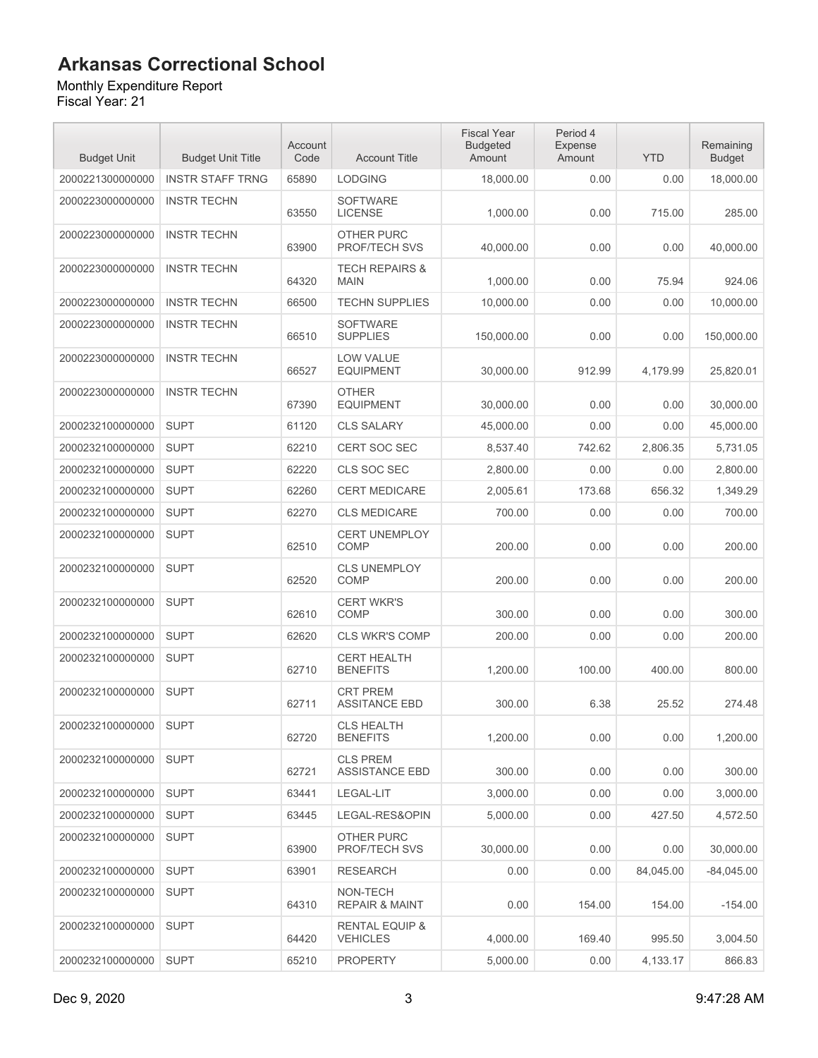# Arkansas Correctional School

Monthly Expenditure Report
Fiscal Year: 21

| Budget Unit | Budget Unit Title | Account Code | Account Title | Fiscal Year Budgeted Amount | Period 4 Expense Amount | YTD | Remaining Budget |
|---|---|---|---|---|---|---|---|
| 2000221300000000 | INSTR STAFF TRNG | 65890 | LODGING | 18,000.00 | 0.00 | 0.00 | 18,000.00 |
| 2000223000000000 | INSTR TECHN | 63550 | SOFTWARE LICENSE | 1,000.00 | 0.00 | 715.00 | 285.00 |
| 2000223000000000 | INSTR TECHN | 63900 | OTHER PURC PROF/TECH SVS | 40,000.00 | 0.00 | 0.00 | 40,000.00 |
| 2000223000000000 | INSTR TECHN | 64320 | TECH REPAIRS & MAIN | 1,000.00 | 0.00 | 75.94 | 924.06 |
| 2000223000000000 | INSTR TECHN | 66500 | TECHN SUPPLIES | 10,000.00 | 0.00 | 0.00 | 10,000.00 |
| 2000223000000000 | INSTR TECHN | 66510 | SOFTWARE SUPPLIES | 150,000.00 | 0.00 | 0.00 | 150,000.00 |
| 2000223000000000 | INSTR TECHN | 66527 | LOW VALUE EQUIPMENT | 30,000.00 | 912.99 | 4,179.99 | 25,820.01 |
| 2000223000000000 | INSTR TECHN | 67390 | OTHER EQUIPMENT | 30,000.00 | 0.00 | 0.00 | 30,000.00 |
| 2000232100000000 | SUPT | 61120 | CLS SALARY | 45,000.00 | 0.00 | 0.00 | 45,000.00 |
| 2000232100000000 | SUPT | 62210 | CERT SOC SEC | 8,537.40 | 742.62 | 2,806.35 | 5,731.05 |
| 2000232100000000 | SUPT | 62220 | CLS SOC SEC | 2,800.00 | 0.00 | 0.00 | 2,800.00 |
| 2000232100000000 | SUPT | 62260 | CERT MEDICARE | 2,005.61 | 173.68 | 656.32 | 1,349.29 |
| 2000232100000000 | SUPT | 62270 | CLS MEDICARE | 700.00 | 0.00 | 0.00 | 700.00 |
| 2000232100000000 | SUPT | 62510 | CERT UNEMPLOY COMP | 200.00 | 0.00 | 0.00 | 200.00 |
| 2000232100000000 | SUPT | 62520 | CLS UNEMPLOY COMP | 200.00 | 0.00 | 0.00 | 200.00 |
| 2000232100000000 | SUPT | 62610 | CERT WKR'S COMP | 300.00 | 0.00 | 0.00 | 300.00 |
| 2000232100000000 | SUPT | 62620 | CLS WKR'S COMP | 200.00 | 0.00 | 0.00 | 200.00 |
| 2000232100000000 | SUPT | 62710 | CERT HEALTH BENEFITS | 1,200.00 | 100.00 | 400.00 | 800.00 |
| 2000232100000000 | SUPT | 62711 | CRT PREM ASSITANCE EBD | 300.00 | 6.38 | 25.52 | 274.48 |
| 2000232100000000 | SUPT | 62720 | CLS HEALTH BENEFITS | 1,200.00 | 0.00 | 0.00 | 1,200.00 |
| 2000232100000000 | SUPT | 62721 | CLS PREM ASSISTANCE EBD | 300.00 | 0.00 | 0.00 | 300.00 |
| 2000232100000000 | SUPT | 63441 | LEGAL-LIT | 3,000.00 | 0.00 | 0.00 | 3,000.00 |
| 2000232100000000 | SUPT | 63445 | LEGAL-RES&OPIN | 5,000.00 | 0.00 | 427.50 | 4,572.50 |
| 2000232100000000 | SUPT | 63900 | OTHER PURC PROF/TECH SVS | 30,000.00 | 0.00 | 0.00 | 30,000.00 |
| 2000232100000000 | SUPT | 63901 | RESEARCH | 0.00 | 0.00 | 84,045.00 | -84,045.00 |
| 2000232100000000 | SUPT | 64310 | NON-TECH REPAIR & MAINT | 0.00 | 154.00 | 154.00 | -154.00 |
| 2000232100000000 | SUPT | 64420 | RENTAL EQUIP & VEHICLES | 4,000.00 | 169.40 | 995.50 | 3,004.50 |
| 2000232100000000 | SUPT | 65210 | PROPERTY | 5,000.00 | 0.00 | 4,133.17 | 866.83 |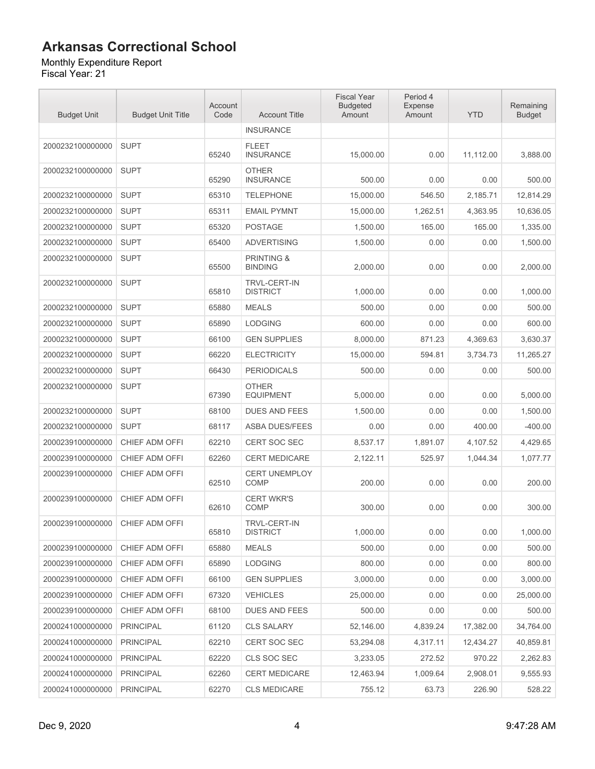# Arkansas Correctional School

Monthly Expenditure Report
Fiscal Year: 21

| Budget Unit | Budget Unit Title | Account Code | Account Title | Fiscal Year Budgeted Amount | Period 4 Expense Amount | YTD | Remaining Budget |
|---|---|---|---|---|---|---|---|
| | | | INSURANCE | | | | |
| 2000232100000000 | SUPT | 65240 | FLEET INSURANCE | 15,000.00 | 0.00 | 11,112.00 | 3,888.00 |
| 2000232100000000 | SUPT | 65290 | OTHER INSURANCE | 500.00 | 0.00 | 0.00 | 500.00 |
| 2000232100000000 | SUPT | 65310 | TELEPHONE | 15,000.00 | 546.50 | 2,185.71 | 12,814.29 |
| 2000232100000000 | SUPT | 65311 | EMAIL PYMNT | 15,000.00 | 1,262.51 | 4,363.95 | 10,636.05 |
| 2000232100000000 | SUPT | 65320 | POSTAGE | 1,500.00 | 165.00 | 165.00 | 1,335.00 |
| 2000232100000000 | SUPT | 65400 | ADVERTISING | 1,500.00 | 0.00 | 0.00 | 1,500.00 |
| 2000232100000000 | SUPT | 65500 | PRINTING & BINDING | 2,000.00 | 0.00 | 0.00 | 2,000.00 |
| 2000232100000000 | SUPT | 65810 | TRVL-CERT-IN DISTRICT | 1,000.00 | 0.00 | 0.00 | 1,000.00 |
| 2000232100000000 | SUPT | 65880 | MEALS | 500.00 | 0.00 | 0.00 | 500.00 |
| 2000232100000000 | SUPT | 65890 | LODGING | 600.00 | 0.00 | 0.00 | 600.00 |
| 2000232100000000 | SUPT | 66100 | GEN SUPPLIES | 8,000.00 | 871.23 | 4,369.63 | 3,630.37 |
| 2000232100000000 | SUPT | 66220 | ELECTRICITY | 15,000.00 | 594.81 | 3,734.73 | 11,265.27 |
| 2000232100000000 | SUPT | 66430 | PERIODICALS | 500.00 | 0.00 | 0.00 | 500.00 |
| 2000232100000000 | SUPT | 67390 | OTHER EQUIPMENT | 5,000.00 | 0.00 | 0.00 | 5,000.00 |
| 2000232100000000 | SUPT | 68100 | DUES AND FEES | 1,500.00 | 0.00 | 0.00 | 1,500.00 |
| 2000232100000000 | SUPT | 68117 | ASBA DUES/FEES | 0.00 | 0.00 | 400.00 | -400.00 |
| 2000239100000000 | CHIEF ADM OFFI | 62210 | CERT SOC SEC | 8,537.17 | 1,891.07 | 4,107.52 | 4,429.65 |
| 2000239100000000 | CHIEF ADM OFFI | 62260 | CERT MEDICARE | 2,122.11 | 525.97 | 1,044.34 | 1,077.77 |
| 2000239100000000 | CHIEF ADM OFFI | 62510 | CERT UNEMPLOY COMP | 200.00 | 0.00 | 0.00 | 200.00 |
| 2000239100000000 | CHIEF ADM OFFI | 62610 | CERT WKR'S COMP | 300.00 | 0.00 | 0.00 | 300.00 |
| 2000239100000000 | CHIEF ADM OFFI | 65810 | TRVL-CERT-IN DISTRICT | 1,000.00 | 0.00 | 0.00 | 1,000.00 |
| 2000239100000000 | CHIEF ADM OFFI | 65880 | MEALS | 500.00 | 0.00 | 0.00 | 500.00 |
| 2000239100000000 | CHIEF ADM OFFI | 65890 | LODGING | 800.00 | 0.00 | 0.00 | 800.00 |
| 2000239100000000 | CHIEF ADM OFFI | 66100 | GEN SUPPLIES | 3,000.00 | 0.00 | 0.00 | 3,000.00 |
| 2000239100000000 | CHIEF ADM OFFI | 67320 | VEHICLES | 25,000.00 | 0.00 | 0.00 | 25,000.00 |
| 2000239100000000 | CHIEF ADM OFFI | 68100 | DUES AND FEES | 500.00 | 0.00 | 0.00 | 500.00 |
| 2000241000000000 | PRINCIPAL | 61120 | CLS SALARY | 52,146.00 | 4,839.24 | 17,382.00 | 34,764.00 |
| 2000241000000000 | PRINCIPAL | 62210 | CERT SOC SEC | 53,294.08 | 4,317.11 | 12,434.27 | 40,859.81 |
| 2000241000000000 | PRINCIPAL | 62220 | CLS SOC SEC | 3,233.05 | 272.52 | 970.22 | 2,262.83 |
| 2000241000000000 | PRINCIPAL | 62260 | CERT MEDICARE | 12,463.94 | 1,009.64 | 2,908.01 | 9,555.93 |
| 2000241000000000 | PRINCIPAL | 62270 | CLS MEDICARE | 755.12 | 63.73 | 226.90 | 528.22 |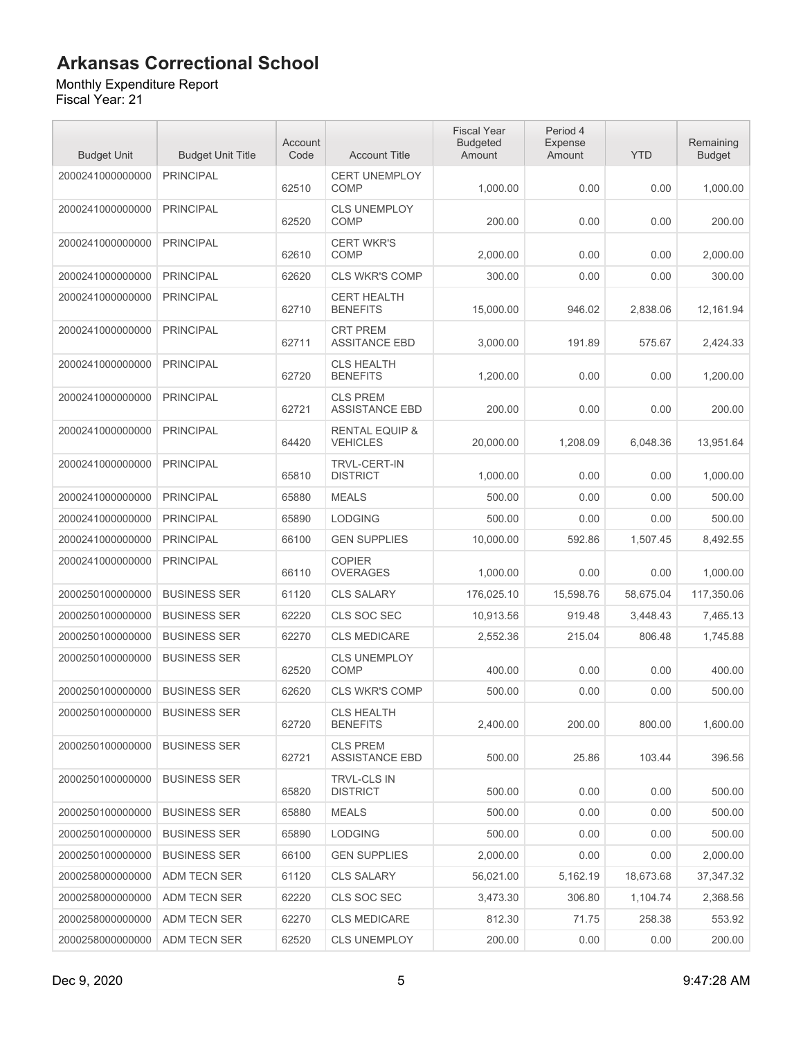# Arkansas Correctional School

Monthly Expenditure Report
Fiscal Year: 21

| Budget Unit | Budget Unit Title | Account Code | Account Title | Fiscal Year Budgeted Amount | Period 4 Expense Amount | YTD | Remaining Budget |
|---|---|---|---|---|---|---|---|
| 2000241000000000 | PRINCIPAL | 62510 | CERT UNEMPLOY COMP | 1,000.00 | 0.00 | 0.00 | 1,000.00 |
| 2000241000000000 | PRINCIPAL | 62520 | CLS UNEMPLOY COMP | 200.00 | 0.00 | 0.00 | 200.00 |
| 2000241000000000 | PRINCIPAL | 62610 | CERT WKR'S COMP | 2,000.00 | 0.00 | 0.00 | 2,000.00 |
| 2000241000000000 | PRINCIPAL | 62620 | CLS WKR'S COMP | 300.00 | 0.00 | 0.00 | 300.00 |
| 2000241000000000 | PRINCIPAL | 62710 | CERT HEALTH BENEFITS | 15,000.00 | 946.02 | 2,838.06 | 12,161.94 |
| 2000241000000000 | PRINCIPAL | 62711 | CRT PREM ASSITANCE EBD | 3,000.00 | 191.89 | 575.67 | 2,424.33 |
| 2000241000000000 | PRINCIPAL | 62720 | CLS HEALTH BENEFITS | 1,200.00 | 0.00 | 0.00 | 1,200.00 |
| 2000241000000000 | PRINCIPAL | 62721 | CLS PREM ASSISTANCE EBD | 200.00 | 0.00 | 0.00 | 200.00 |
| 2000241000000000 | PRINCIPAL | 64420 | RENTAL EQUIP & VEHICLES | 20,000.00 | 1,208.09 | 6,048.36 | 13,951.64 |
| 2000241000000000 | PRINCIPAL | 65810 | TRVL-CERT-IN DISTRICT | 1,000.00 | 0.00 | 0.00 | 1,000.00 |
| 2000241000000000 | PRINCIPAL | 65880 | MEALS | 500.00 | 0.00 | 0.00 | 500.00 |
| 2000241000000000 | PRINCIPAL | 65890 | LODGING | 500.00 | 0.00 | 0.00 | 500.00 |
| 2000241000000000 | PRINCIPAL | 66100 | GEN SUPPLIES | 10,000.00 | 592.86 | 1,507.45 | 8,492.55 |
| 2000241000000000 | PRINCIPAL | 66110 | COPIER OVERAGES | 1,000.00 | 0.00 | 0.00 | 1,000.00 |
| 2000250100000000 | BUSINESS SER | 61120 | CLS SALARY | 176,025.10 | 15,598.76 | 58,675.04 | 117,350.06 |
| 2000250100000000 | BUSINESS SER | 62220 | CLS SOC SEC | 10,913.56 | 919.48 | 3,448.43 | 7,465.13 |
| 2000250100000000 | BUSINESS SER | 62270 | CLS MEDICARE | 2,552.36 | 215.04 | 806.48 | 1,745.88 |
| 2000250100000000 | BUSINESS SER | 62520 | CLS UNEMPLOY COMP | 400.00 | 0.00 | 0.00 | 400.00 |
| 2000250100000000 | BUSINESS SER | 62620 | CLS WKR'S COMP | 500.00 | 0.00 | 0.00 | 500.00 |
| 2000250100000000 | BUSINESS SER | 62720 | CLS HEALTH BENEFITS | 2,400.00 | 200.00 | 800.00 | 1,600.00 |
| 2000250100000000 | BUSINESS SER | 62721 | CLS PREM ASSISTANCE EBD | 500.00 | 25.86 | 103.44 | 396.56 |
| 2000250100000000 | BUSINESS SER | 65820 | TRVL-CLS IN DISTRICT | 500.00 | 0.00 | 0.00 | 500.00 |
| 2000250100000000 | BUSINESS SER | 65880 | MEALS | 500.00 | 0.00 | 0.00 | 500.00 |
| 2000250100000000 | BUSINESS SER | 65890 | LODGING | 500.00 | 0.00 | 0.00 | 500.00 |
| 2000250100000000 | BUSINESS SER | 66100 | GEN SUPPLIES | 2,000.00 | 0.00 | 0.00 | 2,000.00 |
| 2000258000000000 | ADM TECN SER | 61120 | CLS SALARY | 56,021.00 | 5,162.19 | 18,673.68 | 37,347.32 |
| 2000258000000000 | ADM TECN SER | 62220 | CLS SOC SEC | 3,473.30 | 306.80 | 1,104.74 | 2,368.56 |
| 2000258000000000 | ADM TECN SER | 62270 | CLS MEDICARE | 812.30 | 71.75 | 258.38 | 553.92 |
| 2000258000000000 | ADM TECN SER | 62520 | CLS UNEMPLOY | 200.00 | 0.00 | 0.00 | 200.00 |

Dec 9, 2020 9:47:28 AM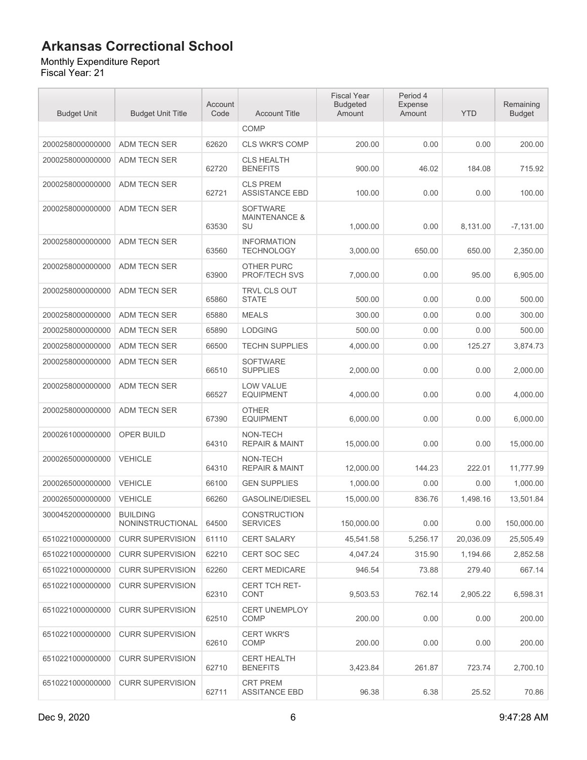# Arkansas Correctional School

Monthly Expenditure Report
Fiscal Year: 21

| Budget Unit | Budget Unit Title | Account Code | Account Title | Fiscal Year Budgeted Amount | Period 4 Expense Amount | YTD | Remaining Budget |
|---|---|---|---|---|---|---|---|
| | | | COMP | | | | |
| 2000258000000000 | ADM TECN SER | 62620 | CLS WKR'S COMP | 200.00 | 0.00 | 0.00 | 200.00 |
| 2000258000000000 | ADM TECN SER | 62720 | CLS HEALTH BENEFITS | 900.00 | 46.02 | 184.08 | 715.92 |
| 2000258000000000 | ADM TECN SER | 62721 | CLS PREM ASSISTANCE EBD | 100.00 | 0.00 | 0.00 | 100.00 |
| 2000258000000000 | ADM TECN SER | 63530 | SOFTWARE MAINTENANCE & SU | 1,000.00 | 0.00 | 8,131.00 | -7,131.00 |
| 2000258000000000 | ADM TECN SER | 63560 | INFORMATION TECHNOLOGY | 3,000.00 | 650.00 | 650.00 | 2,350.00 |
| 2000258000000000 | ADM TECN SER | 63900 | OTHER PURC PROF/TECH SVS | 7,000.00 | 0.00 | 95.00 | 6,905.00 |
| 2000258000000000 | ADM TECN SER | 65860 | TRVL CLS OUT STATE | 500.00 | 0.00 | 0.00 | 500.00 |
| 2000258000000000 | ADM TECN SER | 65880 | MEALS | 300.00 | 0.00 | 0.00 | 300.00 |
| 2000258000000000 | ADM TECN SER | 65890 | LODGING | 500.00 | 0.00 | 0.00 | 500.00 |
| 2000258000000000 | ADM TECN SER | 66500 | TECHN SUPPLIES | 4,000.00 | 0.00 | 125.27 | 3,874.73 |
| 2000258000000000 | ADM TECN SER | 66510 | SOFTWARE SUPPLIES | 2,000.00 | 0.00 | 0.00 | 2,000.00 |
| 2000258000000000 | ADM TECN SER | 66527 | LOW VALUE EQUIPMENT | 4,000.00 | 0.00 | 0.00 | 4,000.00 |
| 2000258000000000 | ADM TECN SER | 67390 | OTHER EQUIPMENT | 6,000.00 | 0.00 | 0.00 | 6,000.00 |
| 2000261000000000 | OPER BUILD | 64310 | NON-TECH REPAIR & MAINT | 15,000.00 | 0.00 | 0.00 | 15,000.00 |
| 2000265000000000 | VEHICLE | 64310 | NON-TECH REPAIR & MAINT | 12,000.00 | 144.23 | 222.01 | 11,777.99 |
| 2000265000000000 | VEHICLE | 66100 | GEN SUPPLIES | 1,000.00 | 0.00 | 0.00 | 1,000.00 |
| 2000265000000000 | VEHICLE | 66260 | GASOLINE/DIESEL | 15,000.00 | 836.76 | 1,498.16 | 13,501.84 |
| 3000452000000000 | BUILDING NONINSTRUCTIONAL | 64500 | CONSTRUCTION SERVICES | 150,000.00 | 0.00 | 0.00 | 150,000.00 |
| 6510221000000000 | CURR SUPERVISION | 61110 | CERT SALARY | 45,541.58 | 5,256.17 | 20,036.09 | 25,505.49 |
| 6510221000000000 | CURR SUPERVISION | 62210 | CERT SOC SEC | 4,047.24 | 315.90 | 1,194.66 | 2,852.58 |
| 6510221000000000 | CURR SUPERVISION | 62260 | CERT MEDICARE | 946.54 | 73.88 | 279.40 | 667.14 |
| 6510221000000000 | CURR SUPERVISION | 62310 | CERT TCH RET-CONT | 9,503.53 | 762.14 | 2,905.22 | 6,598.31 |
| 6510221000000000 | CURR SUPERVISION | 62510 | CERT UNEMPLOY COMP | 200.00 | 0.00 | 0.00 | 200.00 |
| 6510221000000000 | CURR SUPERVISION | 62610 | CERT WKR'S COMP | 200.00 | 0.00 | 0.00 | 200.00 |
| 6510221000000000 | CURR SUPERVISION | 62710 | CERT HEALTH BENEFITS | 3,423.84 | 261.87 | 723.74 | 2,700.10 |
| 6510221000000000 | CURR SUPERVISION | 62711 | CRT PREM ASITANCE EBD | 96.38 | 6.38 | 25.52 | 70.86 |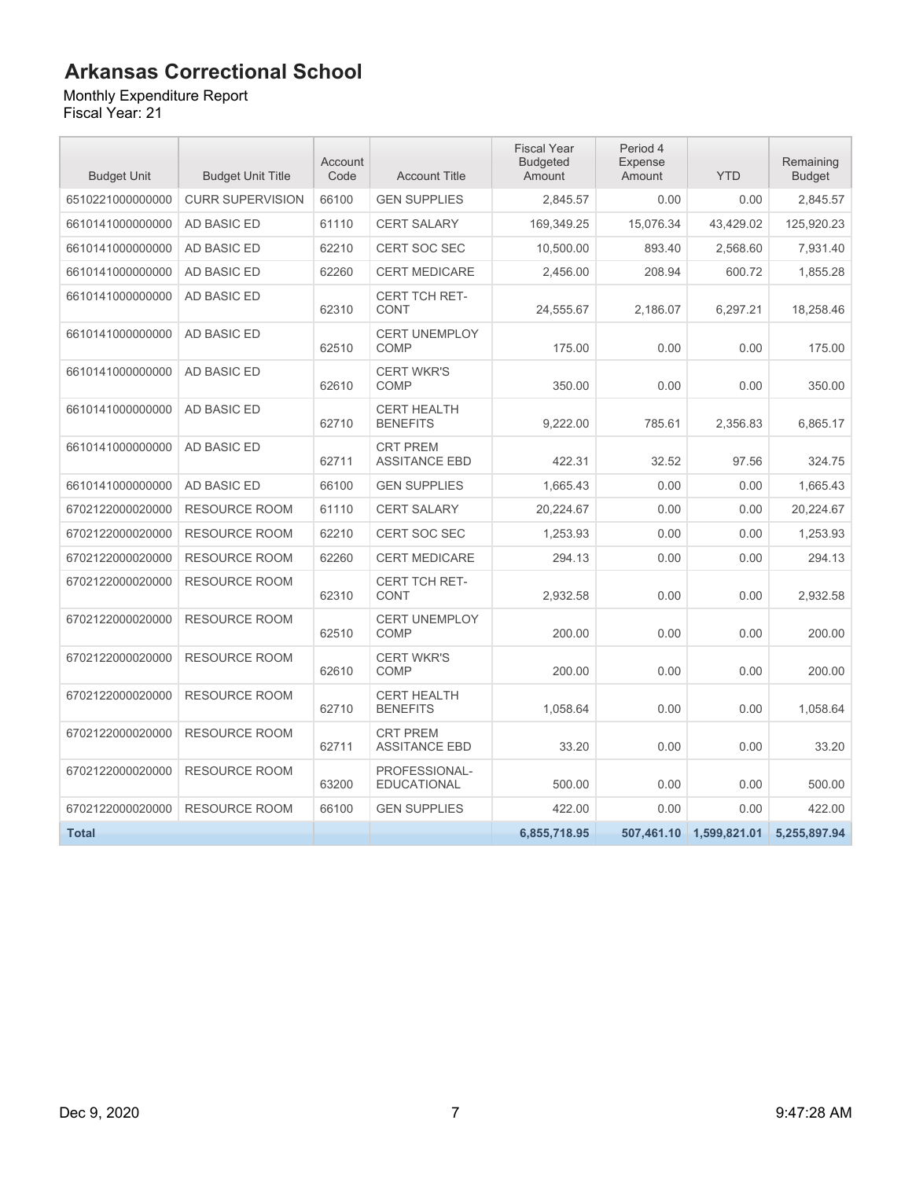# Arkansas Correctional School

Monthly Expenditure Report
Fiscal Year: 21

| Budget Unit | Budget Unit Title | Account Code | Account Title | Fiscal Year Budgeted Amount | Period 4 Expense Amount | YTD | Remaining Budget |
|---|---|---|---|---|---|---|---|
| 6510221000000000 | CURR SUPERVISION | 66100 | GEN SUPPLIES | 2,845.57 | 0.00 | 0.00 | 2,845.57 |
| 6610141000000000 | AD BASIC ED | 61110 | CERT SALARY | 169,349.25 | 15,076.34 | 43,429.02 | 125,920.23 |
| 6610141000000000 | AD BASIC ED | 62210 | CERT SOC SEC | 10,500.00 | 893.40 | 2,568.60 | 7,931.40 |
| 6610141000000000 | AD BASIC ED | 62260 | CERT MEDICARE | 2,456.00 | 208.94 | 600.72 | 1,855.28 |
| 6610141000000000 | AD BASIC ED | 62310 | CERT TCH RET-CONT | 24,555.67 | 2,186.07 | 6,297.21 | 18,258.46 |
| 6610141000000000 | AD BASIC ED | 62510 | CERT UNEMPLOY COMP | 175.00 | 0.00 | 0.00 | 175.00 |
| 6610141000000000 | AD BASIC ED | 62610 | CERT WKR'S COMP | 350.00 | 0.00 | 0.00 | 350.00 |
| 6610141000000000 | AD BASIC ED | 62710 | CERT HEALTH BENEFITS | 9,222.00 | 785.61 | 2,356.83 | 6,865.17 |
| 6610141000000000 | AD BASIC ED | 62711 | CRT PREM ASSITANCE EBD | 422.31 | 32.52 | 97.56 | 324.75 |
| 6610141000000000 | AD BASIC ED | 66100 | GEN SUPPLIES | 1,665.43 | 0.00 | 0.00 | 1,665.43 |
| 6702122000020000 | RESOURCE ROOM | 61110 | CERT SALARY | 20,224.67 | 0.00 | 0.00 | 20,224.67 |
| 6702122000020000 | RESOURCE ROOM | 62210 | CERT SOC SEC | 1,253.93 | 0.00 | 0.00 | 1,253.93 |
| 6702122000020000 | RESOURCE ROOM | 62260 | CERT MEDICARE | 294.13 | 0.00 | 0.00 | 294.13 |
| 6702122000020000 | RESOURCE ROOM | 62310 | CERT TCH RET-CONT | 2,932.58 | 0.00 | 0.00 | 2,932.58 |
| 6702122000020000 | RESOURCE ROOM | 62510 | CERT UNEMPLOY COMP | 200.00 | 0.00 | 0.00 | 200.00 |
| 6702122000020000 | RESOURCE ROOM | 62610 | CERT WKR'S COMP | 200.00 | 0.00 | 0.00 | 200.00 |
| 6702122000020000 | RESOURCE ROOM | 62710 | CERT HEALTH BENEFITS | 1,058.64 | 0.00 | 0.00 | 1,058.64 |
| 6702122000020000 | RESOURCE ROOM | 62711 | CRT PREM ASSITANCE EBD | 33.20 | 0.00 | 0.00 | 33.20 |
| 6702122000020000 | RESOURCE ROOM | 63200 | PROFESSIONAL-EDUCATIONAL | 500.00 | 0.00 | 0.00 | 500.00 |
| 6702122000020000 | RESOURCE ROOM | 66100 | GEN SUPPLIES | 422.00 | 0.00 | 0.00 | 422.00 |
| **Total** | | | | **6,855,718.95** | **507,461.10** | **1,599,821.01** | **5,255,897.94** |

Dec 9, 2020 9:47:28 AM